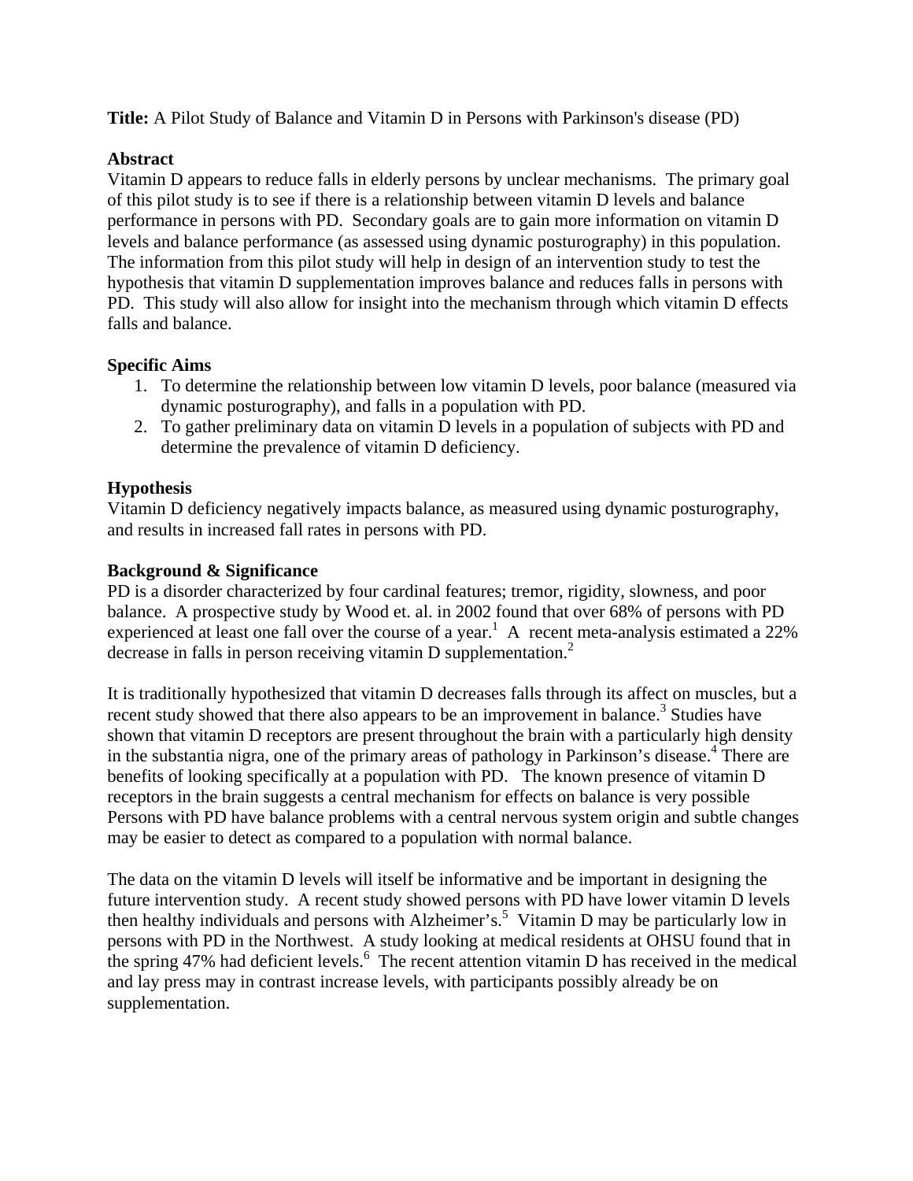**Title:** A Pilot Study of Balance and Vitamin D in Persons with Parkinson's disease (PD)

**Abstract**

Vitamin D appears to reduce falls in elderly persons by unclear mechanisms. The primary goal of this pilot study is to see if there is a relationship between vitamin D levels and balance performance in persons with PD. Secondary goals are to gain more information on vitamin D levels and balance performance (as assessed using dynamic posturography) in this population. The information from this pilot study will help in design of an intervention study to test the hypothesis that vitamin D supplementation improves balance and reduces falls in persons with PD. This study will also allow for insight into the mechanism through which vitamin D effects falls and balance.

**Specific Aims**

1. To determine the relationship between low vitamin D levels, poor balance (measured via dynamic posturography), and falls in a population with PD.
2. To gather preliminary data on vitamin D levels in a population of subjects with PD and determine the prevalence of vitamin D deficiency.

**Hypothesis**

Vitamin D deficiency negatively impacts balance, as measured using dynamic posturography, and results in increased fall rates in persons with PD.

**Background & Significance**

PD is a disorder characterized by four cardinal features; tremor, rigidity, slowness, and poor balance. A prospective study by Wood et. al. in 2002 found that over 68% of persons with PD experienced at least one fall over the course of a year.[1] A recent meta-analysis estimated a 22% decrease in falls in person receiving vitamin D supplementation.[2]

It is traditionally hypothesized that vitamin D decreases falls through its affect on muscles, but a recent study showed that there also appears to be an improvement in balance.[3] Studies have shown that vitamin D receptors are present throughout the brain with a particularly high density in the substantia nigra, one of the primary areas of pathology in Parkinson's disease.[4] There are benefits of looking specifically at a population with PD. The known presence of vitamin D receptors in the brain suggests a central mechanism for effects on balance is very possible Persons with PD have balance problems with a central nervous system origin and subtle changes may be easier to detect as compared to a population with normal balance.

The data on the vitamin D levels will itself be informative and be important in designing the future intervention study. A recent study showed persons with PD have lower vitamin D levels then healthy individuals and persons with Alzheimer's.[5] Vitamin D may be particularly low in persons with PD in the Northwest. A study looking at medical residents at OHSU found that in the spring 47% had deficient levels.[6] The recent attention vitamin D has received in the medical and lay press may in contrast increase levels, with participants possibly already be on supplementation.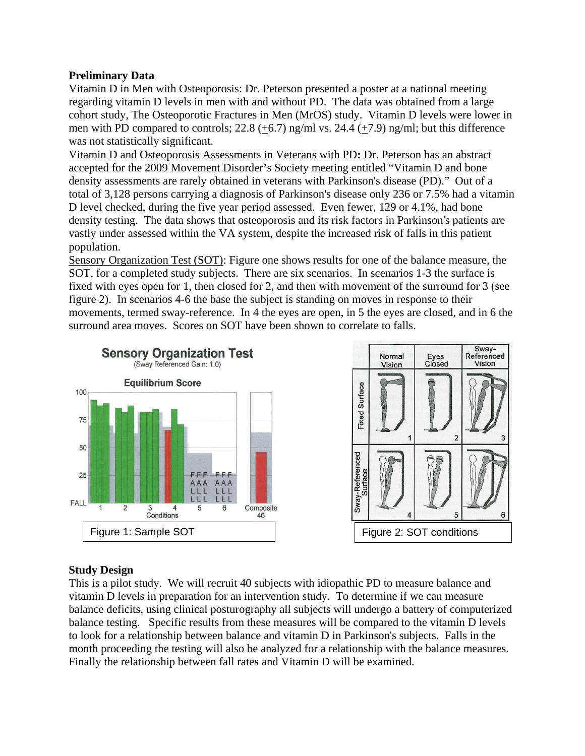**Preliminary Data**

Vitamin D in Men with Osteoporosis: Dr. Peterson presented a poster at a national meeting regarding vitamin D levels in men with and without PD. The data was obtained from a large cohort study, The Osteoporotic Fractures in Men (MrOS) study. Vitamin D levels were lower in men with PD compared to controls; 22.8 (±6.7) ng/ml vs. 24.4 (±7.9) ng/ml; but this difference was not statistically significant.

Vitamin D and Osteoporosis Assessments in Veterans with PD**:** Dr. Peterson has an abstract accepted for the 2009 Movement Disorder's Society meeting entitled "Vitamin D and bone density assessments are rarely obtained in veterans with Parkinson's disease (PD)." Out of a total of 3,128 persons carrying a diagnosis of Parkinson's disease only 236 or 7.5% had a vitamin D level checked, during the five year period assessed. Even fewer, 129 or 4.1%, had bone density testing. The data shows that osteoporosis and its risk factors in Parkinson's patients are vastly under assessed within the VA system, despite the increased risk of falls in this patient population.

Sensory Organization Test (SOT): Figure one shows results for one of the balance measure, the SOT, for a completed study subjects. There are six scenarios. In scenarios 1-3 the surface is fixed with eyes open for 1, then closed for 2, and then with movement of the surround for 3 (see figure 2). In scenarios 4-6 the base the subject is standing on moves in response to their movements, termed sway-reference. In 4 the eyes are open, in 5 the eyes are closed, and in 6 the surround area moves. Scores on SOT have been shown to correlate to falls.

Figure 1: Sample SOT

Figure 2: SOT conditions

**Study Design**

This is a pilot study. We will recruit 40 subjects with idiopathic PD to measure balance and vitamin D levels in preparation for an intervention study. To determine if we can measure balance deficits, using clinical posturography all subjects will undergo a battery of computerized balance testing. Specific results from these measures will be compared to the vitamin D levels to look for a relationship between balance and vitamin D in Parkinson's subjects. Falls in the month proceeding the testing will also be analyzed for a relationship with the balance measures. Finally the relationship between fall rates and Vitamin D will be examined.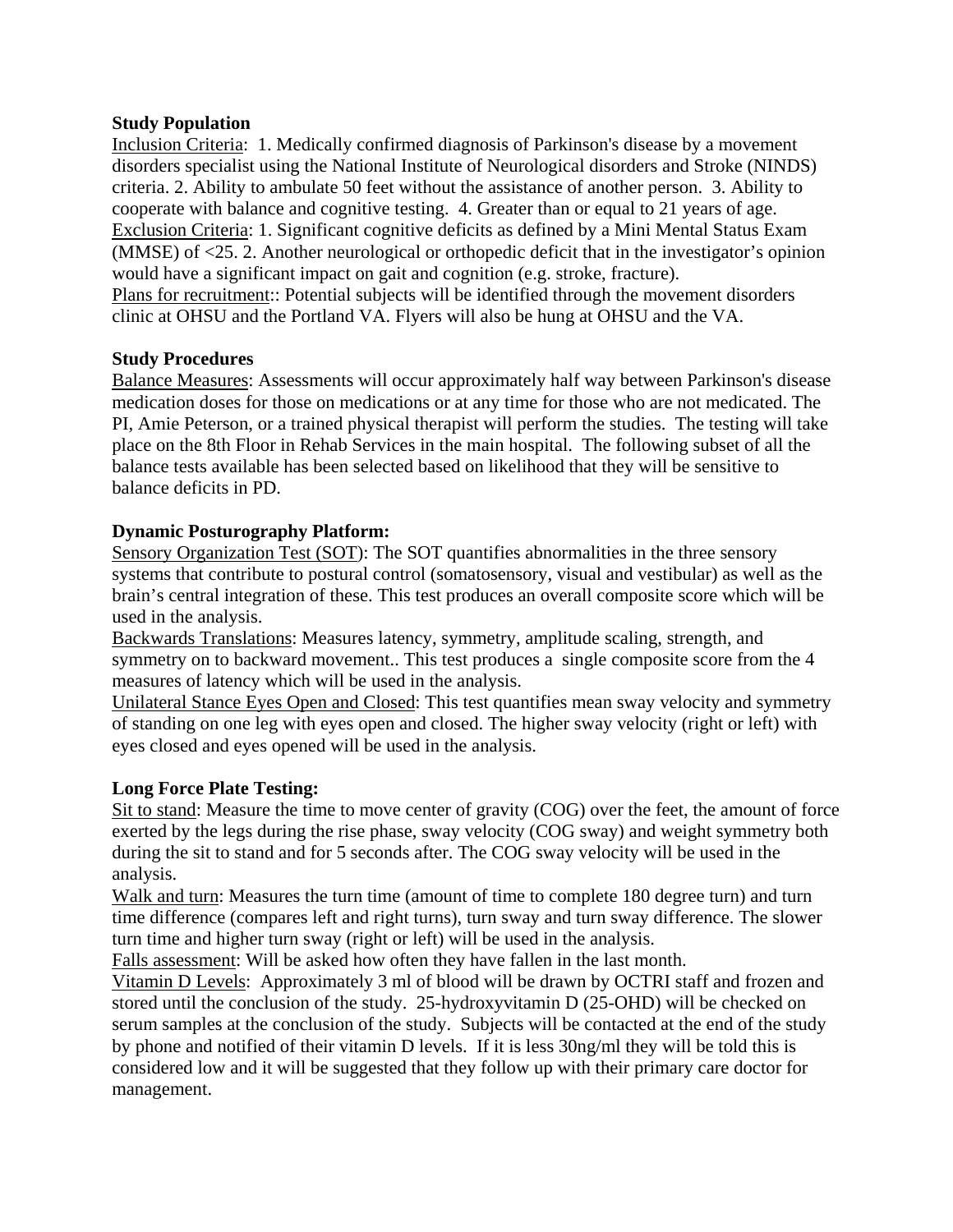**Study Population**

Inclusion Criteria: 1. Medically confirmed diagnosis of Parkinson's disease by a movement disorders specialist using the National Institute of Neurological disorders and Stroke (NINDS) criteria. 2. Ability to ambulate 50 feet without the assistance of another person. 3. Ability to cooperate with balance and cognitive testing. 4. Greater than or equal to 21 years of age.

Exclusion Criteria: 1. Significant cognitive deficits as defined by a Mini Mental Status Exam (MMSE) of <25. 2. Another neurological or orthopedic deficit that in the investigator's opinion would have a significant impact on gait and cognition (e.g. stroke, fracture).

Plans for recruitment:: Potential subjects will be identified through the movement disorders clinic at OHSU and the Portland VA. Flyers will also be hung at OHSU and the VA.

**Study Procedures**

Balance Measures: Assessments will occur approximately half way between Parkinson's disease medication doses for those on medications or at any time for those who are not medicated. The PI, Amie Peterson, or a trained physical therapist will perform the studies. The testing will take place on the 8th Floor in Rehab Services in the main hospital. The following subset of all the balance tests available has been selected based on likelihood that they will be sensitive to balance deficits in PD.

**Dynamic Posturography Platform:**

Sensory Organization Test (SOT): The SOT quantifies abnormalities in the three sensory systems that contribute to postural control (somatosensory, visual and vestibular) as well as the brain's central integration of these. This test produces an overall composite score which will be used in the analysis.

Backwards Translations: Measures latency, symmetry, amplitude scaling, strength, and symmetry on to backward movement.. This test produces a single composite score from the 4 measures of latency which will be used in the analysis.

Unilateral Stance Eyes Open and Closed: This test quantifies mean sway velocity and symmetry of standing on one leg with eyes open and closed. The higher sway velocity (right or left) with eyes closed and eyes opened will be used in the analysis.

**Long Force Plate Testing:**

Sit to stand: Measure the time to move center of gravity (COG) over the feet, the amount of force exerted by the legs during the rise phase, sway velocity (COG sway) and weight symmetry both during the sit to stand and for 5 seconds after. The COG sway velocity will be used in the analysis.

Walk and turn: Measures the turn time (amount of time to complete 180 degree turn) and turn time difference (compares left and right turns), turn sway and turn sway difference. The slower turn time and higher turn sway (right or left) will be used in the analysis.

Falls assessment: Will be asked how often they have fallen in the last month.

Vitamin D Levels: Approximately 3 ml of blood will be drawn by OCTRI staff and frozen and stored until the conclusion of the study. 25-hydroxyvitamin D (25-OHD) will be checked on serum samples at the conclusion of the study. Subjects will be contacted at the end of the study by phone and notified of their vitamin D levels. If it is less 30ng/ml they will be told this is considered low and it will be suggested that they follow up with their primary care doctor for management.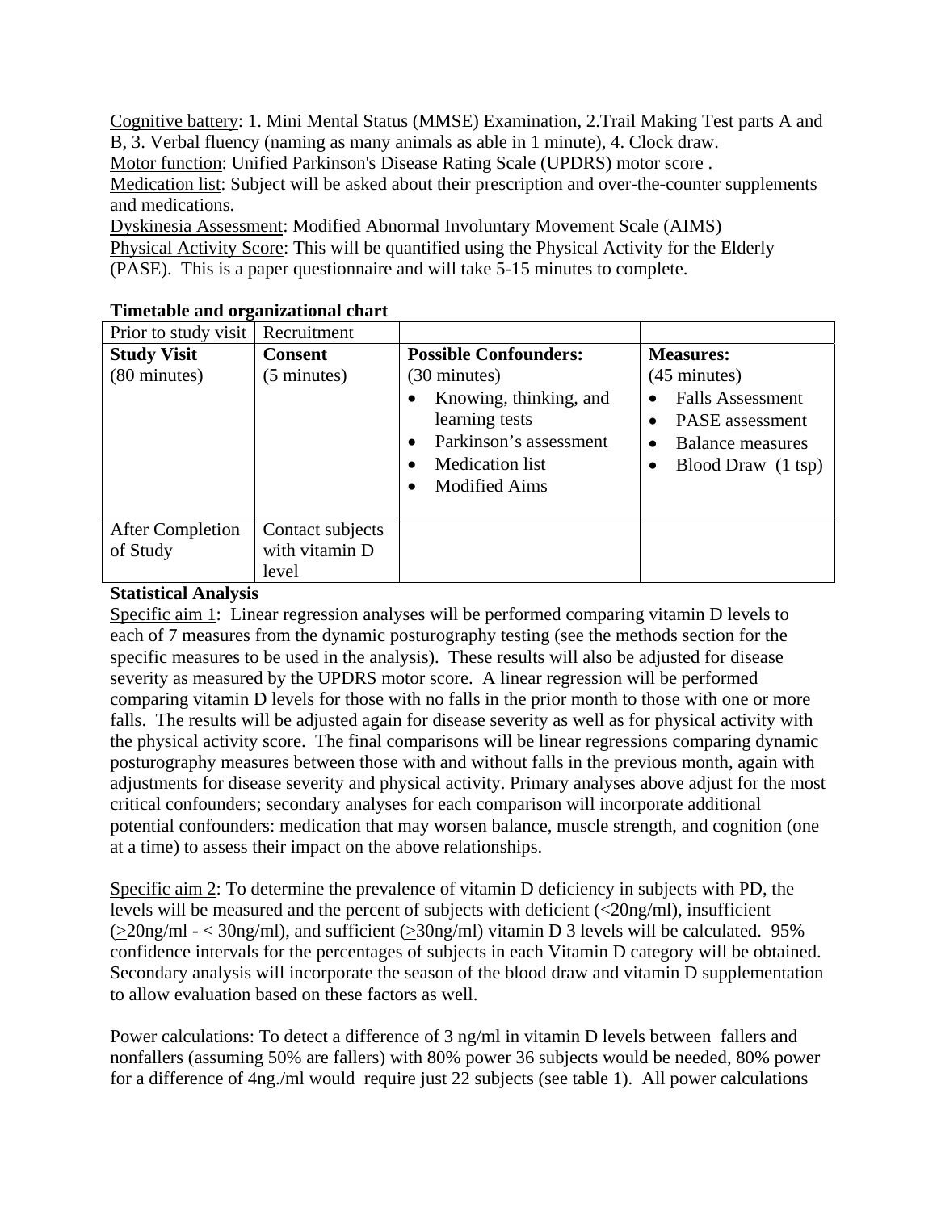<u>Cognitive battery</u>: 1. Mini Mental Status (MMSE) Examination, 2.Trail Making Test parts A and B, 3. Verbal fluency (naming as many animals as able in 1 minute), 4. Clock draw.
<u>Motor function</u>: Unified Parkinson's Disease Rating Scale (UPDRS) motor score .
<u>Medication list</u>: Subject will be asked about their prescription and over-the-counter supplements and medications.
<u>Dyskinesia Assessment</u>: Modified Abnormal Involuntary Movement Scale (AIMS)
<u>Physical Activity Score</u>: This will be quantified using the Physical Activity for the Elderly (PASE). This is a paper questionnaire and will take 5-15 minutes to complete.

**Timetable and organizational chart**

| Prior to study visit | Recruitment | | |
|---|---|---|---|
| **Study Visit** (80 minutes) | **Consent** (5 minutes) | **Possible Confounders:** (30 minutes)<br>• Knowing, thinking, and learning tests<br>• Parkinson's assessment<br>• Medication list<br>• Modified Aims | **Measures:** (45 minutes)<br>• Falls Assessment<br>• PASE assessment<br>• Balance measures<br>• Blood Draw (1 tsp) |
| After Completion of Study | Contact subjects with vitamin D level | | |

**Statistical Analysis**

<u>Specific aim 1</u>: Linear regression analyses will be performed comparing vitamin D levels to each of 7 measures from the dynamic posturography testing (see the methods section for the specific measures to be used in the analysis). These results will also be adjusted for disease severity as measured by the UPDRS motor score. A linear regression will be performed comparing vitamin D levels for those with no falls in the prior month to those with one or more falls. The results will be adjusted again for disease severity as well as for physical activity with the physical activity score. The final comparisons will be linear regressions comparing dynamic posturography measures between those with and without falls in the previous month, again with adjustments for disease severity and physical activity. Primary analyses above adjust for the most critical confounders; secondary analyses for each comparison will incorporate additional potential confounders: medication that may worsen balance, muscle strength, and cognition (one at a time) to assess their impact on the above relationships.

<u>Specific aim 2</u>: To determine the prevalence of vitamin D deficiency in subjects with PD, the levels will be measured and the percent of subjects with deficient (<20ng/ml), insufficient (≥20ng/ml - < 30ng/ml), and sufficient (≥30ng/ml) vitamin D 3 levels will be calculated. 95% confidence intervals for the percentages of subjects in each Vitamin D category will be obtained. Secondary analysis will incorporate the season of the blood draw and vitamin D supplementation to allow evaluation based on these factors as well.

<u>Power calculations</u>: To detect a difference of 3 ng/ml in vitamin D levels between fallers and nonfallers (assuming 50% are fallers) with 80% power 36 subjects would be needed, 80% power for a difference of 4ng./ml would require just 22 subjects (see table 1). All power calculations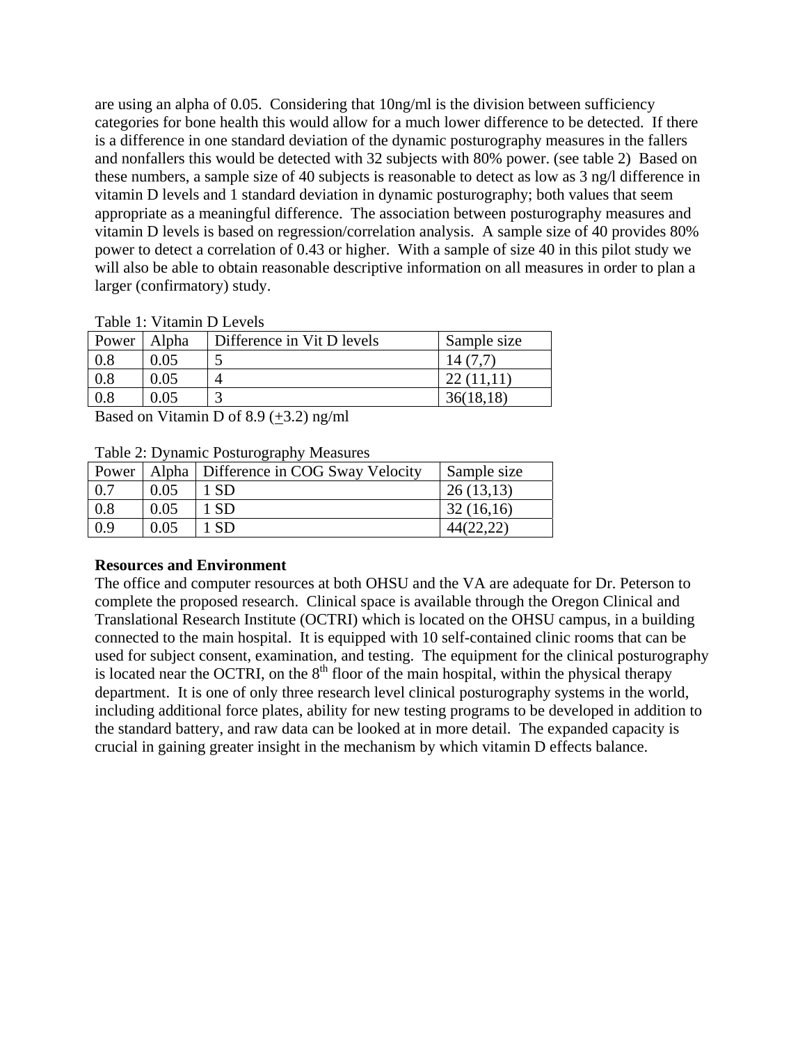are using an alpha of 0.05. Considering that 10ng/ml is the division between sufficiency categories for bone health this would allow for a much lower difference to be detected. If there is a difference in one standard deviation of the dynamic posturography measures in the fallers and nonfallers this would be detected with 32 subjects with 80% power. (see table 2) Based on these numbers, a sample size of 40 subjects is reasonable to detect as low as 3 ng/l difference in vitamin D levels and 1 standard deviation in dynamic posturography; both values that seem appropriate as a meaningful difference. The association between posturography measures and vitamin D levels is based on regression/correlation analysis. A sample size of 40 provides 80% power to detect a correlation of 0.43 or higher. With a sample of size 40 in this pilot study we will also be able to obtain reasonable descriptive information on all measures in order to plan a larger (confirmatory) study.

Table 1: Vitamin D Levels

| Power | Alpha | Difference in Vit D levels | Sample size |
|---|---|---|---|
| 0.8 | 0.05 | 5 | 14 (7,7) |
| 0.8 | 0.05 | 4 | 22 (11,11) |
| 0.8 | 0.05 | 3 | 36(18,18) |

Based on Vitamin D of 8.9 (±3.2) ng/ml

Table 2: Dynamic Posturography Measures

| Power | Alpha | Difference in COG Sway Velocity | Sample size |
|---|---|---|---|
| 0.7 | 0.05 | 1 SD | 26 (13,13) |
| 0.8 | 0.05 | 1 SD | 32 (16,16) |
| 0.9 | 0.05 | 1 SD | 44(22,22) |

**Resources and Environment**

The office and computer resources at both OHSU and the VA are adequate for Dr. Peterson to complete the proposed research. Clinical space is available through the Oregon Clinical and Translational Research Institute (OCTRI) which is located on the OHSU campus, in a building connected to the main hospital. It is equipped with 10 self-contained clinic rooms that can be used for subject consent, examination, and testing. The equipment for the clinical posturography is located near the OCTRI, on the 8th floor of the main hospital, within the physical therapy department. It is one of only three research level clinical posturography systems in the world, including additional force plates, ability for new testing programs to be developed in addition to the standard battery, and raw data can be looked at in more detail. The expanded capacity is crucial in gaining greater insight in the mechanism by which vitamin D effects balance.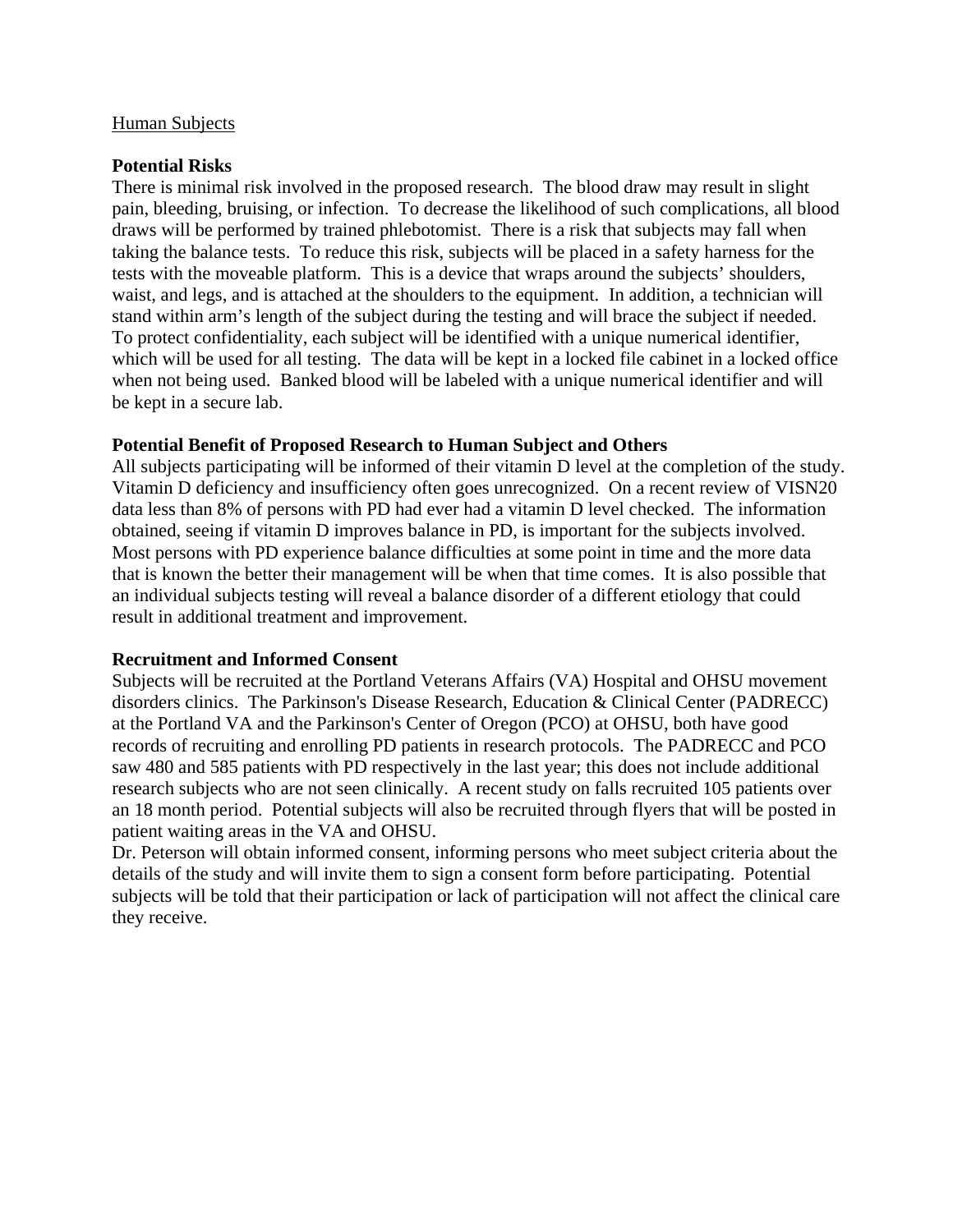<u>Human Subjects</u>

**Potential Risks**

There is minimal risk involved in the proposed research. The blood draw may result in slight pain, bleeding, bruising, or infection. To decrease the likelihood of such complications, all blood draws will be performed by trained phlebotomist. There is a risk that subjects may fall when taking the balance tests. To reduce this risk, subjects will be placed in a safety harness for the tests with the moveable platform. This is a device that wraps around the subjects' shoulders, waist, and legs, and is attached at the shoulders to the equipment. In addition, a technician will stand within arm's length of the subject during the testing and will brace the subject if needed. To protect confidentiality, each subject will be identified with a unique numerical identifier, which will be used for all testing. The data will be kept in a locked file cabinet in a locked office when not being used. Banked blood will be labeled with a unique numerical identifier and will be kept in a secure lab.

**Potential Benefit of Proposed Research to Human Subject and Others**

All subjects participating will be informed of their vitamin D level at the completion of the study. Vitamin D deficiency and insufficiency often goes unrecognized. On a recent review of VISN20 data less than 8% of persons with PD had ever had a vitamin D level checked. The information obtained, seeing if vitamin D improves balance in PD, is important for the subjects involved. Most persons with PD experience balance difficulties at some point in time and the more data that is known the better their management will be when that time comes. It is also possible that an individual subjects testing will reveal a balance disorder of a different etiology that could result in additional treatment and improvement.

**Recruitment and Informed Consent**

Subjects will be recruited at the Portland Veterans Affairs (VA) Hospital and OHSU movement disorders clinics. The Parkinson's Disease Research, Education & Clinical Center (PADRECC) at the Portland VA and the Parkinson's Center of Oregon (PCO) at OHSU, both have good records of recruiting and enrolling PD patients in research protocols. The PADRECC and PCO saw 480 and 585 patients with PD respectively in the last year; this does not include additional research subjects who are not seen clinically. A recent study on falls recruited 105 patients over an 18 month period. Potential subjects will also be recruited through flyers that will be posted in patient waiting areas in the VA and OHSU.

Dr. Peterson will obtain informed consent, informing persons who meet subject criteria about the details of the study and will invite them to sign a consent form before participating. Potential subjects will be told that their participation or lack of participation will not affect the clinical care they receive.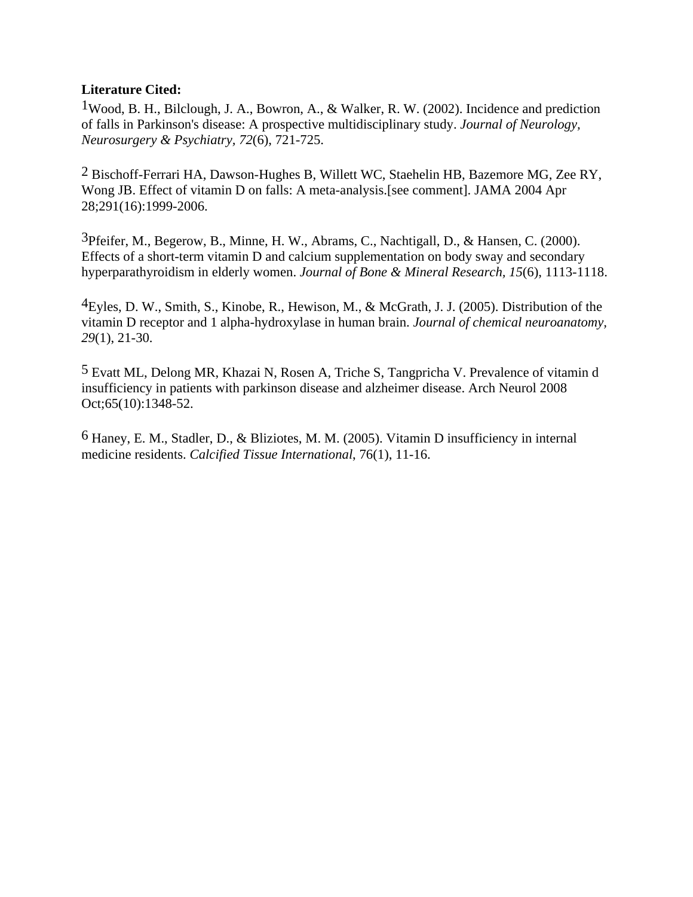**Literature Cited:**

[1]Wood, B. H., Bilclough, J. A., Bowron, A., & Walker, R. W. (2002). Incidence and prediction of falls in Parkinson's disease: A prospective multidisciplinary study. *Journal of Neurology, Neurosurgery & Psychiatry, 72*(6), 721-725.

[2] Bischoff-Ferrari HA, Dawson-Hughes B, Willett WC, Staehelin HB, Bazemore MG, Zee RY, Wong JB. Effect of vitamin D on falls: A meta-analysis.[see comment]. JAMA 2004 Apr 28;291(16):1999-2006.

[3]Pfeifer, M., Begerow, B., Minne, H. W., Abrams, C., Nachtigall, D., & Hansen, C. (2000). Effects of a short-term vitamin D and calcium supplementation on body sway and secondary hyperparathyroidism in elderly women. *Journal of Bone & Mineral Research, 15*(6), 1113-1118.

[4]Eyles, D. W., Smith, S., Kinobe, R., Hewison, M., & McGrath, J. J. (2005). Distribution of the vitamin D receptor and 1 alpha-hydroxylase in human brain. *Journal of chemical neuroanatomy, 29*(1), 21-30.

[5] Evatt ML, Delong MR, Khazai N, Rosen A, Triche S, Tangpricha V. Prevalence of vitamin d insufficiency in patients with parkinson disease and alzheimer disease. Arch Neurol 2008 Oct;65(10):1348-52.

[6] Haney, E. M., Stadler, D., & Bliziotes, M. M. (2005). Vitamin D insufficiency in internal medicine residents. *Calcified Tissue International*, 76(1), 11-16.